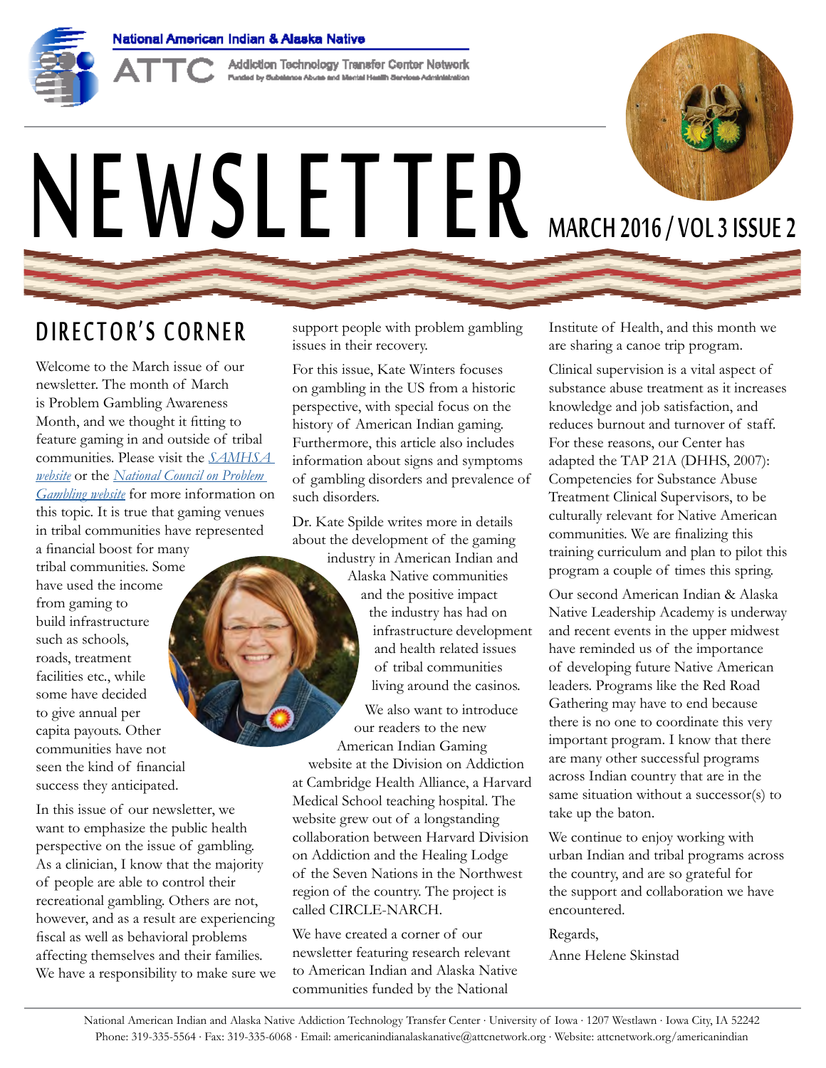National American Indian & Alaska Native

ATTC Addiction Technology Transfer Center Network
Funded by Substance Abuse and Mental Health Services Administration

# NEWSLETTER

MARCH 2016 / VOL 3 ISSUE 2

## DIRECTOR'S CORNER

Welcome to the March issue of our newsletter. The month of March is Problem Gambling Awareness Month, and we thought it fitting to feature gaming in and outside of tribal communities. Please visit the *SAMHSA website* or the *National Council on Problem Gambling website* for more information on this topic. It is true that gaming venues in tribal communities have represented a financial boost for many tribal communities. Some have used the income from gaming to build infrastructure such as schools, roads, treatment facilities etc., while some have decided to give annual per capita payouts. Other communities have not seen the kind of financial success they anticipated.

In this issue of our newsletter, we want to emphasize the public health perspective on the issue of gambling. As a clinician, I know that the majority of people are able to control their recreational gambling. Others are not, however, and as a result are experiencing fiscal as well as behavioral problems affecting themselves and their families. We have a responsibility to make sure we support people with problem gambling issues in their recovery.

For this issue, Kate Winters focuses on gambling in the US from a historic perspective, with special focus on the history of American Indian gaming. Furthermore, this article also includes information about signs and symptoms of gambling disorders and prevalence of such disorders.

Dr. Kate Spilde writes more in details about the development of the gaming industry in American Indian and Alaska Native communities and the positive impact the industry has had on infrastructure development and health related issues of tribal communities living around the casinos.

We also want to introduce our readers to the new American Indian Gaming website at the Division on Addiction at Cambridge Health Alliance, a Harvard Medical School teaching hospital. The website grew out of a longstanding collaboration between Harvard Division on Addiction and the Healing Lodge of the Seven Nations in the Northwest region of the country. The project is called CIRCLE-NARCH.

We have created a corner of our newsletter featuring research relevant to American Indian and Alaska Native communities funded by the National Institute of Health, and this month we are sharing a canoe trip program.

Clinical supervision is a vital aspect of substance abuse treatment as it increases knowledge and job satisfaction, and reduces burnout and turnover of staff. For these reasons, our Center has adapted the TAP 21A (DHHS, 2007): Competencies for Substance Abuse Treatment Clinical Supervisors, to be culturally relevant for Native American communities. We are finalizing this training curriculum and plan to pilot this program a couple of times this spring.

Our second American Indian & Alaska Native Leadership Academy is underway and recent events in the upper midwest have reminded us of the importance of developing future Native American leaders. Programs like the Red Road Gathering may have to end because there is no one to coordinate this very important program. I know that there are many other successful programs across Indian country that are in the same situation without a successor(s) to take up the baton.

We continue to enjoy working with urban Indian and tribal programs across the country, and are so grateful for the support and collaboration we have encountered.

Regards,

Anne Helene Skinstad

National American Indian and Alaska Native Addiction Technology Transfer Center · University of Iowa · 1207 Westlawn · Iowa City, IA 52242
Phone: 319-335-5564 · Fax: 319-335-6068 · Email: americanindianalaskanative@attcnetwork.org · Website: attcnetwork.org/americanindian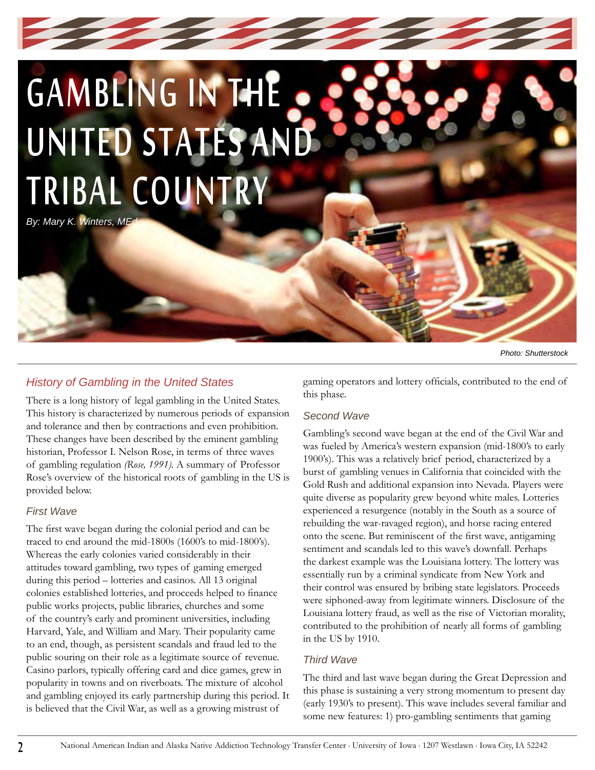# GAMBLING IN THE UNITED STATES AND TRIBAL COUNTRY

*By: Mary K. Winters, MEd*

*Photo: Shutterstock*

## *History of Gambling in the United States*

There is a long history of legal gambling in the United States. This history is characterized by numerous periods of expansion and tolerance and then by contractions and even prohibition. These changes have been described by the eminent gambling historian, Professor I. Nelson Rose, in terms of three waves of gambling regulation *(Rose, 1991)*. A summary of Professor Rose's overview of the historical roots of gambling in the US is provided below.

### *First Wave*

The first wave began during the colonial period and can be traced to end around the mid-1800s (1600's to mid-1800's). Whereas the early colonies varied considerably in their attitudes toward gambling, two types of gaming emerged during this period – lotteries and casinos. All 13 original colonies established lotteries, and proceeds helped to finance public works projects, public libraries, churches and some of the country's early and prominent universities, including Harvard, Yale, and William and Mary. Their popularity came to an end, though, as persistent scandals and fraud led to the public souring on their role as a legitimate source of revenue. Casino parlors, typically offering card and dice games, grew in popularity in towns and on riverboats. The mixture of alcohol and gambling enjoyed its early partnership during this period. It is believed that the Civil War, as well as a growing mistrust of gaming operators and lottery officials, contributed to the end of this phase.

### *Second Wave*

Gambling's second wave began at the end of the Civil War and was fueled by America's western expansion (mid-1800's to early 1900's). This was a relatively brief period, characterized by a burst of gambling venues in California that coincided with the Gold Rush and additional expansion into Nevada. Players were quite diverse as popularity grew beyond white males. Lotteries experienced a resurgence (notably in the South as a source of rebuilding the war-ravaged region), and horse racing entered onto the scene. But reminiscent of the first wave, antigaming sentiment and scandals led to this wave's downfall. Perhaps the darkest example was the Louisiana lottery. The lottery was essentially run by a criminal syndicate from New York and their control was ensured by bribing state legislators. Proceeds were siphoned-away from legitimate winners. Disclosure of the Louisiana lottery fraud, as well as the rise of Victorian morality, contributed to the prohibition of nearly all forms of gambling in the US by 1910.

### *Third Wave*

The third and last wave began during the Great Depression and this phase is sustaining a very strong momentum to present day (early 1930's to present). This wave includes several familiar and some new features: 1) pro-gambling sentiments that gaming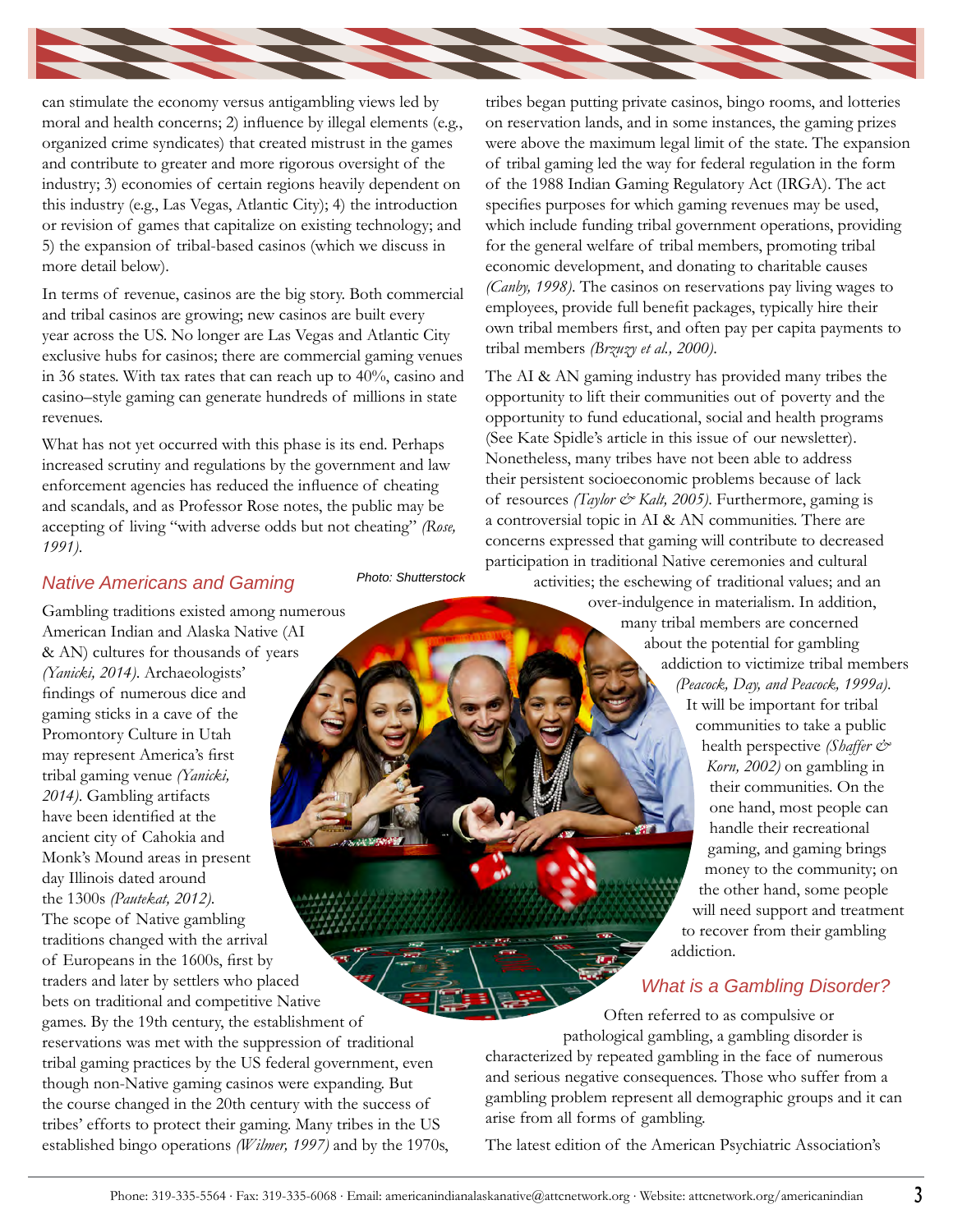can stimulate the economy versus antigambling views led by moral and health concerns; 2) influence by illegal elements (e.g., organized crime syndicates) that created mistrust in the games and contribute to greater and more rigorous oversight of the industry; 3) economies of certain regions heavily dependent on this industry (e.g., Las Vegas, Atlantic City); 4) the introduction or revision of games that capitalize on existing technology; and 5) the expansion of tribal-based casinos (which we discuss in more detail below).

In terms of revenue, casinos are the big story. Both commercial and tribal casinos are growing; new casinos are built every year across the US. No longer are Las Vegas and Atlantic City exclusive hubs for casinos; there are commercial gaming venues in 36 states. With tax rates that can reach up to 40%, casino and casino–style gaming can generate hundreds of millions in state revenues.

What has not yet occurred with this phase is its end. Perhaps increased scrutiny and regulations by the government and law enforcement agencies has reduced the influence of cheating and scandals, and as Professor Rose notes, the public may be accepting of living "with adverse odds but not cheating" *(Rose, 1991)*.

## Native Americans and Gaming

Photo: Shutterstock

Gambling traditions existed among numerous American Indian and Alaska Native (AI & AN) cultures for thousands of years *(Yanicki, 2014)*. Archaeologists' findings of numerous dice and gaming sticks in a cave of the Promontory Culture in Utah may represent America's first tribal gaming venue *(Yanicki, 2014)*. Gambling artifacts have been identified at the ancient city of Cahokia and Monk's Mound areas in present day Illinois dated around the 1300s *(Pautekat, 2012)*. The scope of Native gambling traditions changed with the arrival of Europeans in the 1600s, first by traders and later by settlers who placed bets on traditional and competitive Native games. By the 19th century, the establishment of reservations was met with the suppression of traditional tribal gaming practices by the US federal government, even though non-Native gaming casinos were expanding. But the course changed in the 20th century with the success of tribes' efforts to protect their gaming. Many tribes in the US established bingo operations *(Wilmer, 1997)* and by the 1970s, tribes began putting private casinos, bingo rooms, and lotteries on reservation lands, and in some instances, the gaming prizes were above the maximum legal limit of the state. The expansion of tribal gaming led the way for federal regulation in the form of the 1988 Indian Gaming Regulatory Act (IRGA). The act specifies purposes for which gaming revenues may be used, which include funding tribal government operations, providing for the general welfare of tribal members, promoting tribal economic development, and donating to charitable causes *(Canby, 1998)*. The casinos on reservations pay living wages to employees, provide full benefit packages, typically hire their own tribal members first, and often pay per capita payments to tribal members *(Brzuzy et al., 2000)*.

The AI & AN gaming industry has provided many tribes the opportunity to lift their communities out of poverty and the opportunity to fund educational, social and health programs (See Kate Spidle's article in this issue of our newsletter). Nonetheless, many tribes have not been able to address their persistent socioeconomic problems because of lack of resources *(Taylor & Kalt, 2005)*. Furthermore, gaming is a controversial topic in AI & AN communities. There are concerns expressed that gaming will contribute to decreased participation in traditional Native ceremonies and cultural activities; the eschewing of traditional values; and an over-indulgence in materialism. In addition, many tribal members are concerned about the potential for gambling addiction to victimize tribal members *(Peacock, Day, and Peacock, 1999a)*. It will be important for tribal communities to take a public health perspective *(Shaffer & Korn, 2002)* on gambling in their communities. On the one hand, most people can handle their recreational gaming, and gaming brings money to the community; on the other hand, some people will need support and treatment to recover from their gambling addiction.

## What is a Gambling Disorder?

Often referred to as compulsive or pathological gambling, a gambling disorder is characterized by repeated gambling in the face of numerous and serious negative consequences. Those who suffer from a gambling problem represent all demographic groups and it can arise from all forms of gambling.

The latest edition of the American Psychiatric Association's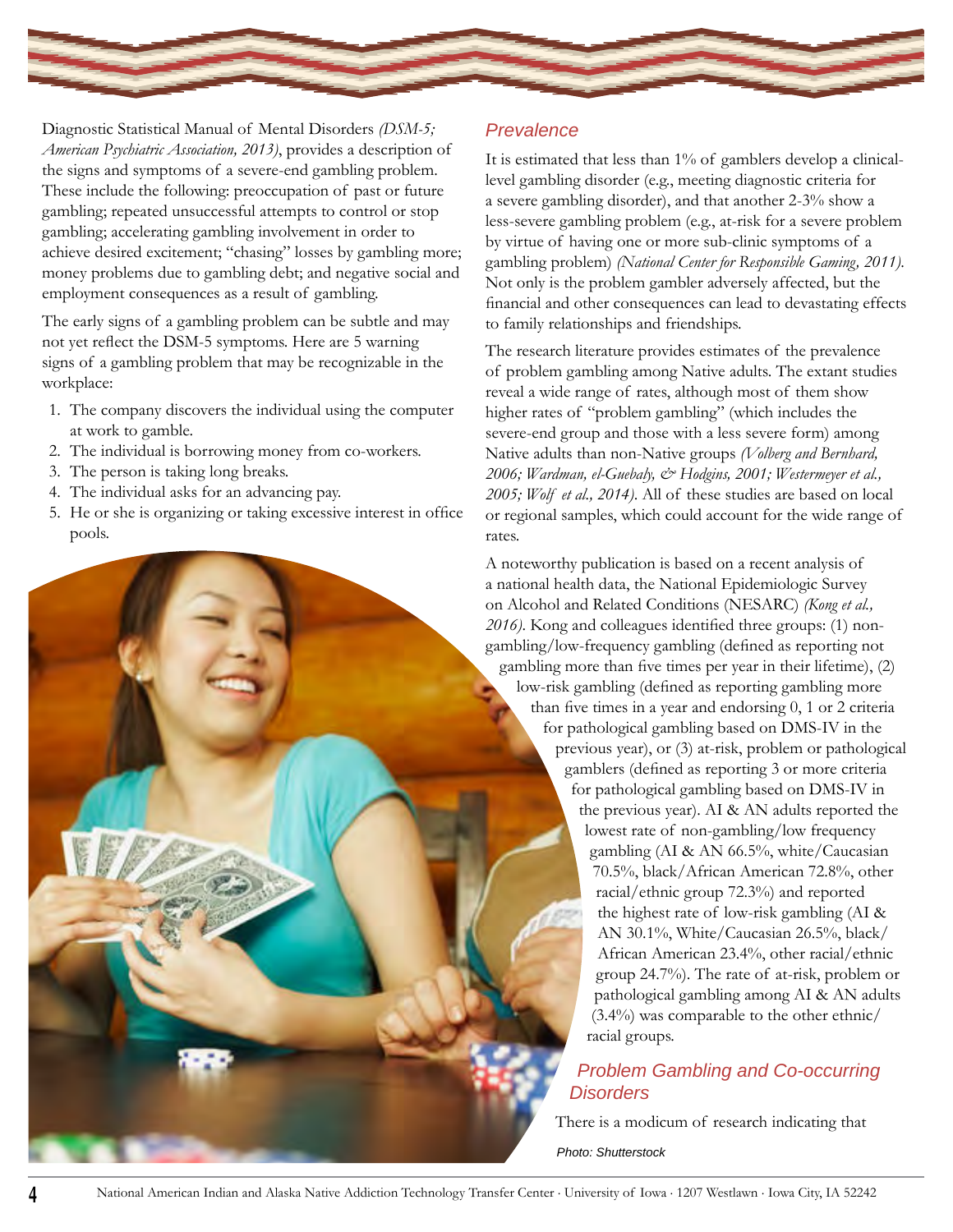Diagnostic Statistical Manual of Mental Disorders *(DSM-5; American Psychiatric Association, 2013)*, provides a description of the signs and symptoms of a severe-end gambling problem. These include the following: preoccupation of past or future gambling; repeated unsuccessful attempts to control or stop gambling; accelerating gambling involvement in order to achieve desired excitement; "chasing" losses by gambling more; money problems due to gambling debt; and negative social and employment consequences as a result of gambling.

The early signs of a gambling problem can be subtle and may not yet reflect the DSM-5 symptoms. Here are 5 warning signs of a gambling problem that may be recognizable in the workplace:

1. The company discovers the individual using the computer at work to gamble.
2. The individual is borrowing money from co-workers.
3. The person is taking long breaks.
4. The individual asks for an advancing pay.
5. He or she is organizing or taking excessive interest in office pools.

## Prevalence

It is estimated that less than 1% of gamblers develop a clinical-level gambling disorder (e.g., meeting diagnostic criteria for a severe gambling disorder), and that another 2-3% show a less-severe gambling problem (e.g., at-risk for a severe problem by virtue of having one or more sub-clinic symptoms of a gambling problem) *(National Center for Responsible Gaming, 2011)*. Not only is the problem gambler adversely affected, but the financial and other consequences can lead to devastating effects to family relationships and friendships.

The research literature provides estimates of the prevalence of problem gambling among Native adults. The extant studies reveal a wide range of rates, although most of them show higher rates of "problem gambling" (which includes the severe-end group and those with a less severe form) among Native adults than non-Native groups *(Volberg and Bernhard, 2006; Wardman, el-Guebaly, & Hodgins, 2001; Westermeyer et al., 2005; Wolf et al., 2014)*. All of these studies are based on local or regional samples, which could account for the wide range of rates.

A noteworthy publication is based on a recent analysis of a national health data, the National Epidemiologic Survey on Alcohol and Related Conditions (NESARC) *(Kong et al., 2016)*. Kong and colleagues identified three groups: (1) non-gambling/low-frequency gambling (defined as reporting not gambling more than five times per year in their lifetime), (2) low-risk gambling (defined as reporting gambling more than five times in a year and endorsing 0, 1 or 2 criteria for pathological gambling based on DMS-IV in the previous year), or (3) at-risk, problem or pathological gamblers (defined as reporting 3 or more criteria for pathological gambling based on DMS-IV in the previous year). AI & AN adults reported the lowest rate of non-gambling/low frequency gambling (AI & AN 66.5%, white/Caucasian 70.5%, black/African American 72.8%, other racial/ethnic group 72.3%) and reported the highest rate of low-risk gambling (AI & AN 30.1%, White/Caucasian 26.5%, black/African American 23.4%, other racial/ethnic group 24.7%). The rate of at-risk, problem or pathological gambling among AI & AN adults (3.4%) was comparable to the other ethnic/racial groups.

## Problem Gambling and Co-occurring Disorders

There is a modicum of research indicating that

Photo: Shutterstock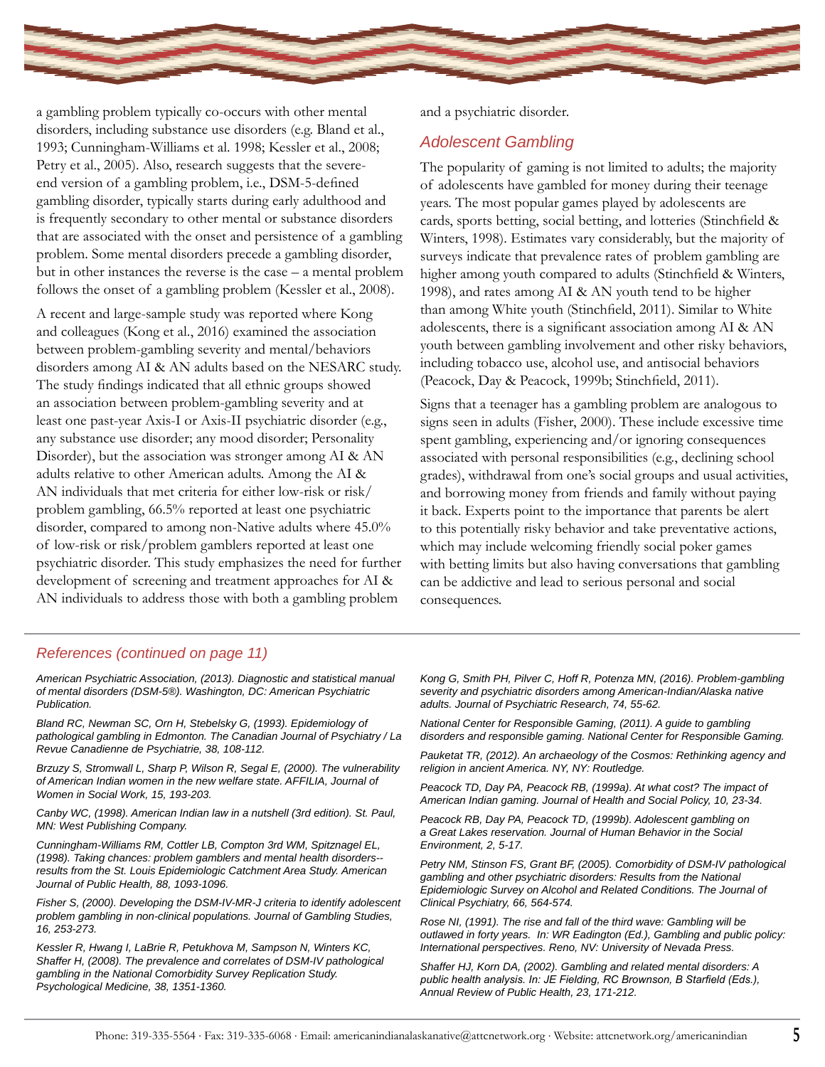a gambling problem typically co-occurs with other mental disorders, including substance use disorders (e.g. Bland et al., 1993; Cunningham-Williams et al. 1998; Kessler et al., 2008; Petry et al., 2005). Also, research suggests that the severe-end version of a gambling problem, i.e., DSM-5-defined gambling disorder, typically starts during early adulthood and is frequently secondary to other mental or substance disorders that are associated with the onset and persistence of a gambling problem. Some mental disorders precede a gambling disorder, but in other instances the reverse is the case – a mental problem follows the onset of a gambling problem (Kessler et al., 2008).

A recent and large-sample study was reported where Kong and colleagues (Kong et al., 2016) examined the association between problem-gambling severity and mental/behaviors disorders among AI & AN adults based on the NESARC study. The study findings indicated that all ethnic groups showed an association between problem-gambling severity and at least one past-year Axis-I or Axis-II psychiatric disorder (e.g., any substance use disorder; any mood disorder; Personality Disorder), but the association was stronger among AI & AN adults relative to other American adults. Among the AI & AN individuals that met criteria for either low-risk or risk/problem gambling, 66.5% reported at least one psychiatric disorder, compared to among non-Native adults where 45.0% of low-risk or risk/problem gamblers reported at least one psychiatric disorder. This study emphasizes the need for further development of screening and treatment approaches for AI & AN individuals to address those with both a gambling problem and a psychiatric disorder.

## Adolescent Gambling

The popularity of gaming is not limited to adults; the majority of adolescents have gambled for money during their teenage years. The most popular games played by adolescents are cards, sports betting, social betting, and lotteries (Stinchfield & Winters, 1998). Estimates vary considerably, but the majority of surveys indicate that prevalence rates of problem gambling are higher among youth compared to adults (Stinchfield & Winters, 1998), and rates among AI & AN youth tend to be higher than among White youth (Stinchfield, 2011). Similar to White adolescents, there is a significant association among AI & AN youth between gambling involvement and other risky behaviors, including tobacco use, alcohol use, and antisocial behaviors (Peacock, Day & Peacock, 1999b; Stinchfield, 2011).

Signs that a teenager has a gambling problem are analogous to signs seen in adults (Fisher, 2000). These include excessive time spent gambling, experiencing and/or ignoring consequences associated with personal responsibilities (e.g., declining school grades), withdrawal from one's social groups and usual activities, and borrowing money from friends and family without paying it back. Experts point to the importance that parents be alert to this potentially risky behavior and take preventative actions, which may include welcoming friendly social poker games with betting limits but also having conversations that gambling can be addictive and lead to serious personal and social consequences.

---

### References (continued on page 11)

*American Psychiatric Association, (2013). Diagnostic and statistical manual of mental disorders (DSM-5®). Washington, DC: American Psychiatric Publication.*

*Bland RC, Newman SC, Orn H, Stebelsky G, (1993). Epidemiology of pathological gambling in Edmonton. The Canadian Journal of Psychiatry / La Revue Canadienne de Psychiatrie, 38, 108-112.*

*Brzuzy S, Stromwall L, Sharp P, Wilson R, Segal E, (2000). The vulnerability of American Indian women in the new welfare state. AFFILIA, Journal of Women in Social Work, 15, 193-203.*

*Canby WC, (1998). American Indian law in a nutshell (3rd edition). St. Paul, MN: West Publishing Company.*

*Cunningham-Williams RM, Cottler LB, Compton 3rd WM, Spitznagel EL, (1998). Taking chances: problem gamblers and mental health disorders--results from the St. Louis Epidemiologic Catchment Area Study. American Journal of Public Health, 88, 1093-1096.*

*Fisher S, (2000). Developing the DSM-IV-MR-J criteria to identify adolescent problem gambling in non-clinical populations. Journal of Gambling Studies, 16, 253-273.*

*Kessler R, Hwang I, LaBrie R, Petukhova M, Sampson N, Winters KC, Shaffer H, (2008). The prevalence and correlates of DSM-IV pathological gambling in the National Comorbidity Survey Replication Study. Psychological Medicine, 38, 1351-1360.*

*Kong G, Smith PH, Pilver C, Hoff R, Potenza MN, (2016). Problem-gambling severity and psychiatric disorders among American-Indian/Alaska native adults. Journal of Psychiatric Research, 74, 55-62.*

*National Center for Responsible Gaming, (2011). A guide to gambling disorders and responsible gaming. National Center for Responsible Gaming.*

*Pauketat TR, (2012). An archaeology of the Cosmos: Rethinking agency and religion in ancient America. NY, NY: Routledge.*

*Peacock TD, Day PA, Peacock RB, (1999a). At what cost? The impact of American Indian gaming. Journal of Health and Social Policy, 10, 23-34.*

*Peacock RB, Day PA, Peacock TD, (1999b). Adolescent gambling on a Great Lakes reservation. Journal of Human Behavior in the Social Environment, 2, 5-17.*

*Petry NM, Stinson FS, Grant BF, (2005). Comorbidity of DSM-IV pathological gambling and other psychiatric disorders: Results from the National Epidemiologic Survey on Alcohol and Related Conditions. The Journal of Clinical Psychiatry, 66, 564-574.*

*Rose NI, (1991). The rise and fall of the third wave: Gambling will be outlawed in forty years. In: WR Eadington (Ed.), Gambling and public policy: International perspectives. Reno, NV: University of Nevada Press.*

*Shaffer HJ, Korn DA, (2002). Gambling and related mental disorders: A public health analysis. In: JE Fielding, RC Brownson, B Starfield (Eds.), Annual Review of Public Health, 23, 171-212.*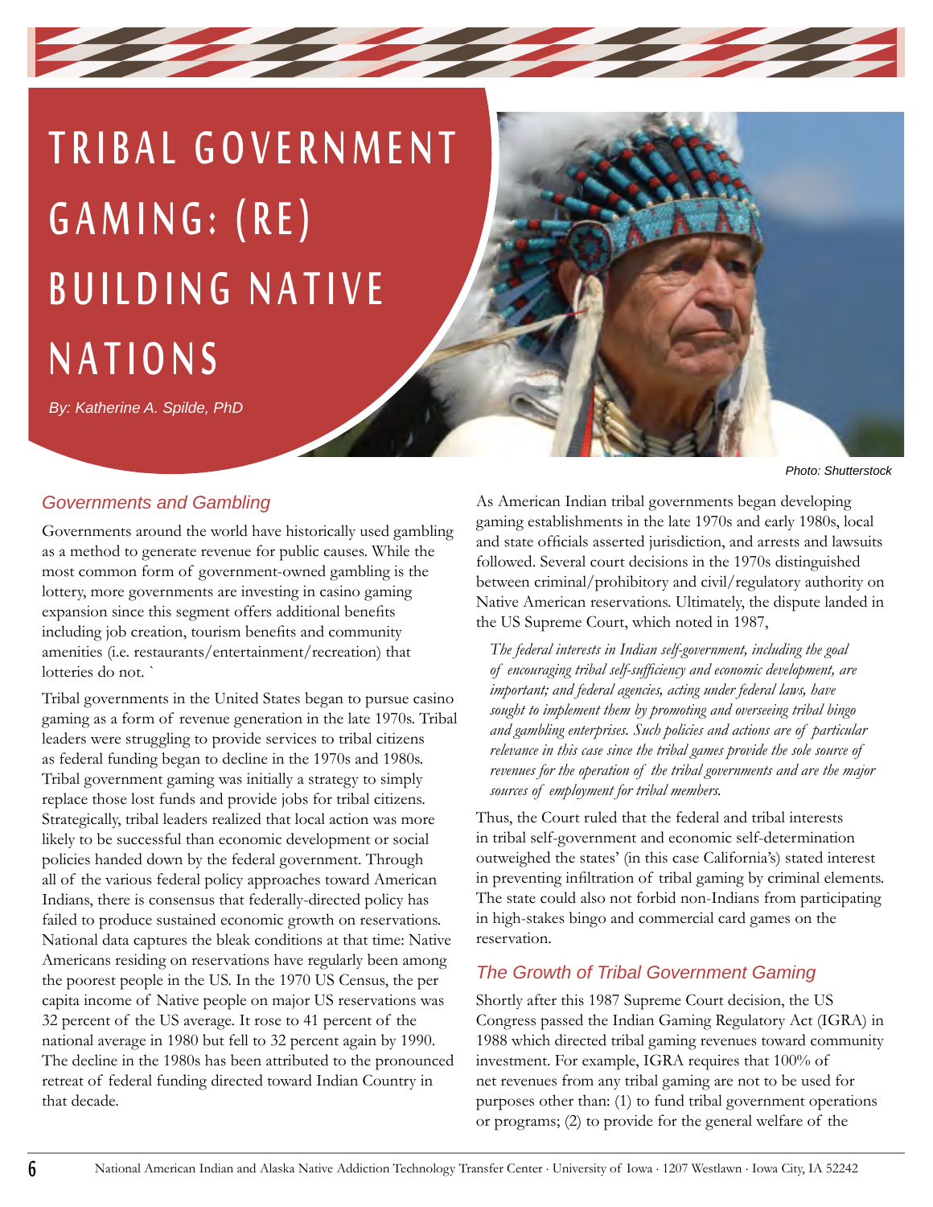# TRIBAL GOVERNMENT GAMING: (RE) BUILDING NATIVE NATIONS

*By: Katherine A. Spilde, PhD*

Photo: Shutterstock

## *Governments and Gambling*

Governments around the world have historically used gambling as a method to generate revenue for public causes. While the most common form of government-owned gambling is the lottery, more governments are investing in casino gaming expansion since this segment offers additional benefits including job creation, tourism benefits and community amenities (i.e. restaurants/entertainment/recreation) that lotteries do not. `

Tribal governments in the United States began to pursue casino gaming as a form of revenue generation in the late 1970s. Tribal leaders were struggling to provide services to tribal citizens as federal funding began to decline in the 1970s and 1980s. Tribal government gaming was initially a strategy to simply replace those lost funds and provide jobs for tribal citizens. Strategically, tribal leaders realized that local action was more likely to be successful than economic development or social policies handed down by the federal government. Through all of the various federal policy approaches toward American Indians, there is consensus that federally-directed policy has failed to produce sustained economic growth on reservations. National data captures the bleak conditions at that time: Native Americans residing on reservations have regularly been among the poorest people in the US. In the 1970 US Census, the per capita income of Native people on major US reservations was 32 percent of the US average. It rose to 41 percent of the national average in 1980 but fell to 32 percent again by 1990. The decline in the 1980s has been attributed to the pronounced retreat of federal funding directed toward Indian Country in that decade.

As American Indian tribal governments began developing gaming establishments in the late 1970s and early 1980s, local and state officials asserted jurisdiction, and arrests and lawsuits followed. Several court decisions in the 1970s distinguished between criminal/prohibitory and civil/regulatory authority on Native American reservations. Ultimately, the dispute landed in the US Supreme Court, which noted in 1987,

> *The federal interests in Indian self-government, including the goal of encouraging tribal self-sufficiency and economic development, are important; and federal agencies, acting under federal laws, have sought to implement them by promoting and overseeing tribal bingo and gambling enterprises. Such policies and actions are of particular relevance in this case since the tribal games provide the sole source of revenues for the operation of the tribal governments and are the major sources of employment for tribal members.*

Thus, the Court ruled that the federal and tribal interests in tribal self-government and economic self-determination outweighed the states' (in this case California's) stated interest in preventing infiltration of tribal gaming by criminal elements. The state could also not forbid non-Indians from participating in high-stakes bingo and commercial card games on the reservation.

## *The Growth of Tribal Government Gaming*

Shortly after this 1987 Supreme Court decision, the US Congress passed the Indian Gaming Regulatory Act (IGRA) in 1988 which directed tribal gaming revenues toward community investment. For example, IGRA requires that 100% of net revenues from any tribal gaming are not to be used for purposes other than: (1) to fund tribal government operations or programs; (2) to provide for the general welfare of the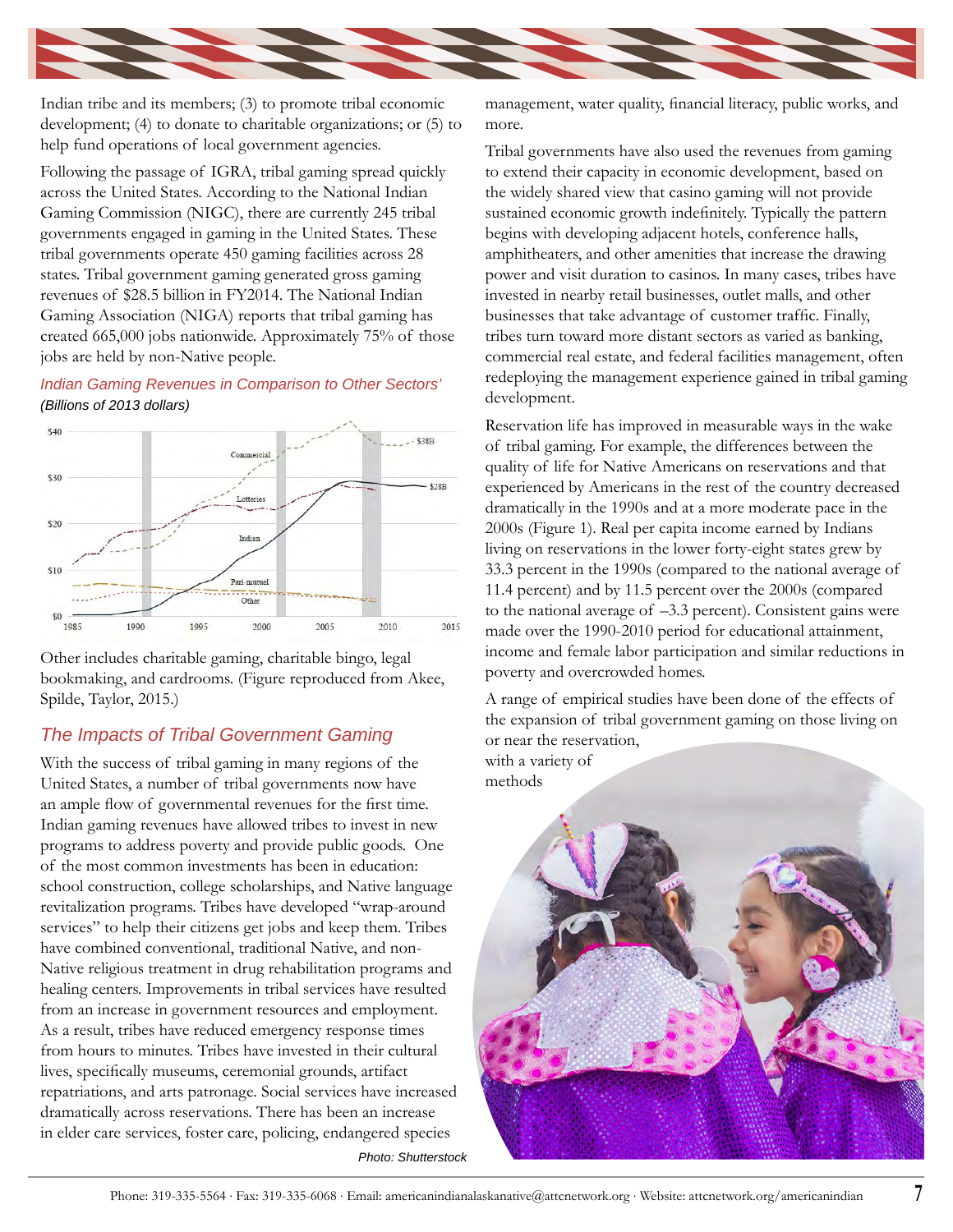Indian tribe and its members; (3) to promote tribal economic development; (4) to donate to charitable organizations; or (5) to help fund operations of local government agencies.

Following the passage of IGRA, tribal gaming spread quickly across the United States. According to the National Indian Gaming Commission (NIGC), there are currently 245 tribal governments engaged in gaming in the United States. These tribal governments operate 450 gaming facilities across 28 states. Tribal government gaming generated gross gaming revenues of $28.5 billion in FY2014. The National Indian Gaming Association (NIGA) reports that tribal gaming has created 665,000 jobs nationwide. Approximately 75% of those jobs are held by non-Native people.

*Indian Gaming Revenues in Comparison to Other Sectors'*
*(Billions of 2013 dollars)*

Other includes charitable gaming, charitable bingo, legal bookmaking, and cardrooms. (Figure reproduced from Akee, Spilde, Taylor, 2015.)

## The Impacts of Tribal Government Gaming

With the success of tribal gaming in many regions of the United States, a number of tribal governments now have an ample flow of governmental revenues for the first time. Indian gaming revenues have allowed tribes to invest in new programs to address poverty and provide public goods. One of the most common investments has been in education: school construction, college scholarships, and Native language revitalization programs. Tribes have developed "wrap-around services" to help their citizens get jobs and keep them. Tribes have combined conventional, traditional Native, and non-Native religious treatment in drug rehabilitation programs and healing centers. Improvements in tribal services have resulted from an increase in government resources and employment. As a result, tribes have reduced emergency response times from hours to minutes. Tribes have invested in their cultural lives, specifically museums, ceremonial grounds, artifact repatriations, and arts patronage. Social services have increased dramatically across reservations. There has been an increase in elder care services, foster care, policing, endangered species management, water quality, financial literacy, public works, and more.

Tribal governments have also used the revenues from gaming to extend their capacity in economic development, based on the widely shared view that casino gaming will not provide sustained economic growth indefinitely. Typically the pattern begins with developing adjacent hotels, conference halls, amphitheaters, and other amenities that increase the drawing power and visit duration to casinos. In many cases, tribes have invested in nearby retail businesses, outlet malls, and other businesses that take advantage of customer traffic. Finally, tribes turn toward more distant sectors as varied as banking, commercial real estate, and federal facilities management, often redeploying the management experience gained in tribal gaming development.

Reservation life has improved in measurable ways in the wake of tribal gaming. For example, the differences between the quality of life for Native Americans on reservations and that experienced by Americans in the rest of the country decreased dramatically in the 1990s and at a more moderate pace in the 2000s (Figure 1). Real per capita income earned by Indians living on reservations in the lower forty-eight states grew by 33.3 percent in the 1990s (compared to the national average of 11.4 percent) and by 11.5 percent over the 2000s (compared to the national average of –3.3 percent). Consistent gains were made over the 1990-2010 period for educational attainment, income and female labor participation and similar reductions in poverty and overcrowded homes.

A range of empirical studies have been done of the effects of the expansion of tribal government gaming on those living on or near the reservation, with a variety of methods

Photo: Shutterstock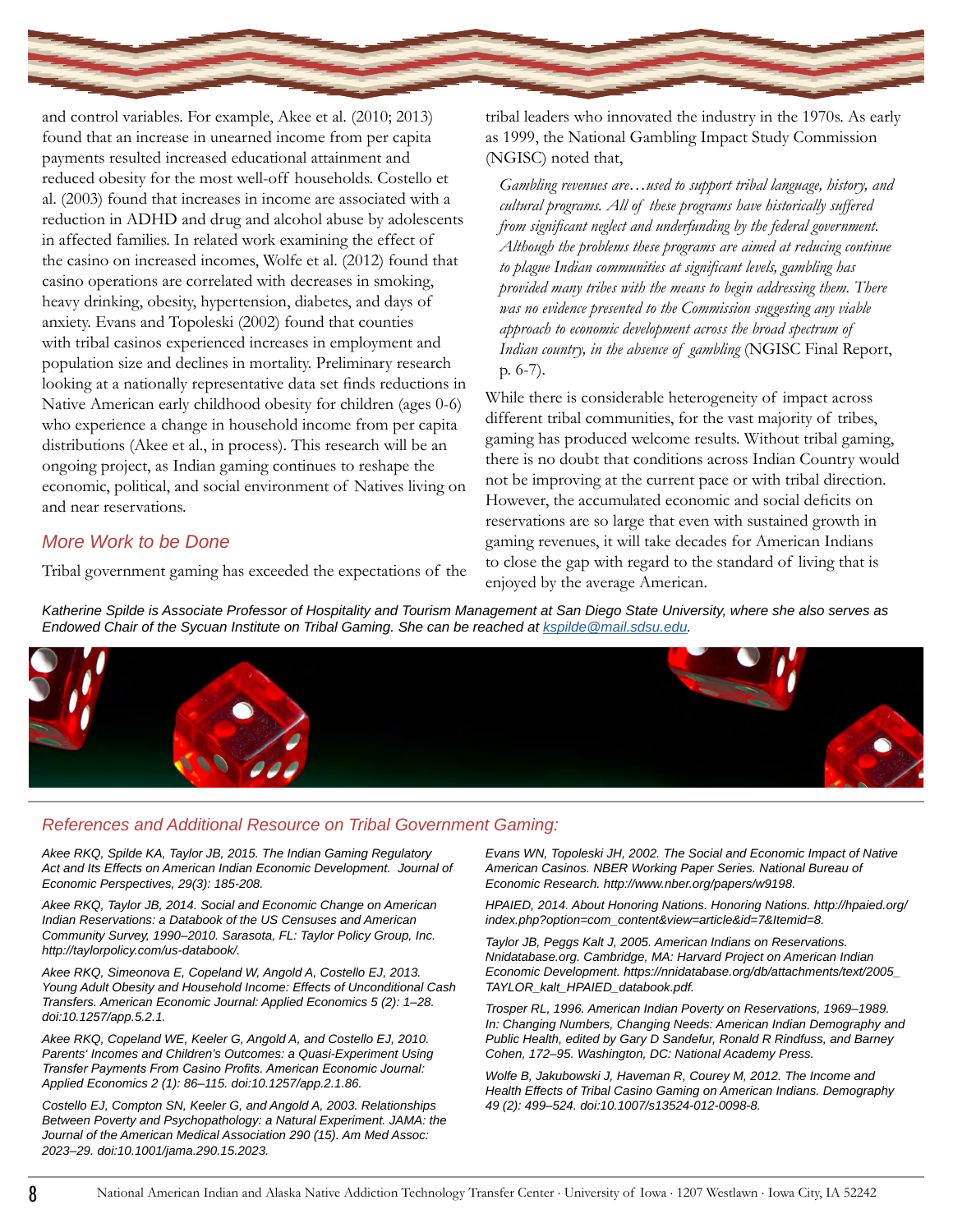and control variables. For example, Akee et al. (2010; 2013) found that an increase in unearned income from per capita payments resulted increased educational attainment and reduced obesity for the most well-off households. Costello et al. (2003) found that increases in income are associated with a reduction in ADHD and drug and alcohol abuse by adolescents in affected families. In related work examining the effect of the casino on increased incomes, Wolfe et al. (2012) found that casino operations are correlated with decreases in smoking, heavy drinking, obesity, hypertension, diabetes, and days of anxiety. Evans and Topoleski (2002) found that counties with tribal casinos experienced increases in employment and population size and declines in mortality. Preliminary research looking at a nationally representative data set finds reductions in Native American early childhood obesity for children (ages 0-6) who experience a change in household income from per capita distributions (Akee et al., in process). This research will be an ongoing project, as Indian gaming continues to reshape the economic, political, and social environment of Natives living on and near reservations.

## *More Work to be Done*

Tribal government gaming has exceeded the expectations of the tribal leaders who innovated the industry in the 1970s. As early as 1999, the National Gambling Impact Study Commission (NGISC) noted that,

> *Gambling revenues are…used to support tribal language, history, and cultural programs. All of these programs have historically suffered from significant neglect and underfunding by the federal government. Although the problems these programs are aimed at reducing continue to plague Indian communities at significant levels, gambling has provided many tribes with the means to begin addressing them. There was no evidence presented to the Commission suggesting any viable approach to economic development across the broad spectrum of Indian country, in the absence of gambling* (NGISC Final Report, p. 6-7).

While there is considerable heterogeneity of impact across different tribal communities, for the vast majority of tribes, gaming has produced welcome results. Without tribal gaming, there is no doubt that conditions across Indian Country would not be improving at the current pace or with tribal direction. However, the accumulated economic and social deficits on reservations are so large that even with sustained growth in gaming revenues, it will take decades for American Indians to close the gap with regard to the standard of living that is enjoyed by the average American.

*Katherine Spilde is Associate Professor of Hospitality and Tourism Management at San Diego State University, where she also serves as Endowed Chair of the Sycuan Institute on Tribal Gaming. She can be reached at kspilde@mail.sdsu.edu.*

## *References and Additional Resource on Tribal Government Gaming:*

*Akee RKQ, Spilde KA, Taylor JB, 2015. The Indian Gaming Regulatory Act and Its Effects on American Indian Economic Development. Journal of Economic Perspectives, 29(3): 185-208.*

*Akee RKQ, Taylor JB, 2014. Social and Economic Change on American Indian Reservations: a Databook of the US Censuses and American Community Survey, 1990–2010. Sarasota, FL: Taylor Policy Group, Inc. http://taylorpolicy.com/us-databook/.*

*Akee RKQ, Simeonova E, Copeland W, Angold A, Costello EJ, 2013. Young Adult Obesity and Household Income: Effects of Unconditional Cash Transfers. American Economic Journal: Applied Economics 5 (2): 1–28. doi:10.1257/app.5.2.1.*

*Akee RKQ, Copeland WE, Keeler G, Angold A, and Costello EJ, 2010. Parents' Incomes and Children's Outcomes: a Quasi-Experiment Using Transfer Payments From Casino Profits. American Economic Journal: Applied Economics 2 (1): 86–115. doi:10.1257/app.2.1.86.*

*Costello EJ, Compton SN, Keeler G, and Angold A, 2003. Relationships Between Poverty and Psychopathology: a Natural Experiment. JAMA: the Journal of the American Medical Association 290 (15). Am Med Assoc: 2023–29. doi:10.1001/jama.290.15.2023.*

*Evans WN, Topoleski JH, 2002. The Social and Economic Impact of Native American Casinos. NBER Working Paper Series. National Bureau of Economic Research. http://www.nber.org/papers/w9198.*

*HPAIED, 2014. About Honoring Nations. Honoring Nations. http://hpaied.org/index.php?option=com_content&view=article&id=7&Itemid=8.*

*Taylor JB, Peggs Kalt J, 2005. American Indians on Reservations. Nnidatabase.org. Cambridge, MA: Harvard Project on American Indian Economic Development. https://nnidatabase.org/db/attachments/text/2005_TAYLOR_kalt_HPAIED_databook.pdf.*

*Trosper RL, 1996. American Indian Poverty on Reservations, 1969–1989. In: Changing Numbers, Changing Needs: American Indian Demography and Public Health, edited by Gary D Sandefur, Ronald R Rindfuss, and Barney Cohen, 172–95. Washington, DC: National Academy Press.*

*Wolfe B, Jakubowski J, Haveman R, Courey M, 2012. The Income and Health Effects of Tribal Casino Gaming on American Indians. Demography 49 (2): 499–524. doi:10.1007/s13524-012-0098-8.*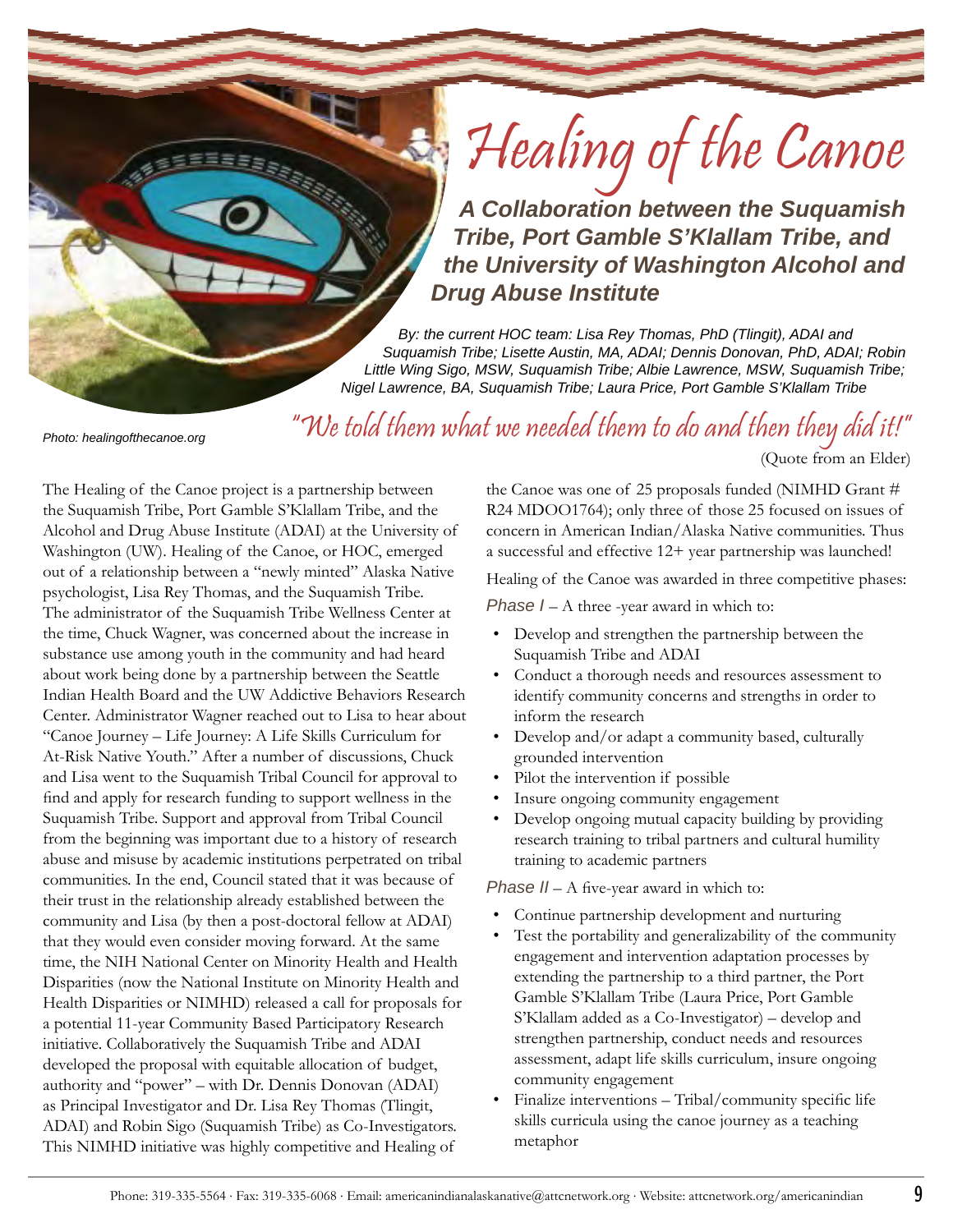# Healing of the Canoe

## A Collaboration between the Suquamish Tribe, Port Gamble S'Klallam Tribe, and the University of Washington Alcohol and Drug Abuse Institute

*By: the current HOC team: Lisa Rey Thomas, PhD (Tlingit), ADAI and Suquamish Tribe; Lisette Austin, MA, ADAI; Dennis Donovan, PhD, ADAI; Robin Little Wing Sigo, MSW, Suquamish Tribe; Albie Lawrence, MSW, Suquamish Tribe; Nigel Lawrence, BA, Suquamish Tribe; Laura Price, Port Gamble S'Klallam Tribe*

*Photo: healingofthecanoe.org*

"We told them what we needed them to do and then they did it!"

(Quote from an Elder)

The Healing of the Canoe project is a partnership between the Suquamish Tribe, Port Gamble S'Klallam Tribe, and the Alcohol and Drug Abuse Institute (ADAI) at the University of Washington (UW). Healing of the Canoe, or HOC, emerged out of a relationship between a "newly minted" Alaska Native psychologist, Lisa Rey Thomas, and the Suquamish Tribe. The administrator of the Suquamish Tribe Wellness Center at the time, Chuck Wagner, was concerned about the increase in substance use among youth in the community and had heard about work being done by a partnership between the Seattle Indian Health Board and the UW Addictive Behaviors Research Center. Administrator Wagner reached out to Lisa to hear about "Canoe Journey – Life Journey: A Life Skills Curriculum for At-Risk Native Youth." After a number of discussions, Chuck and Lisa went to the Suquamish Tribal Council for approval to find and apply for research funding to support wellness in the Suquamish Tribe. Support and approval from Tribal Council from the beginning was important due to a history of research abuse and misuse by academic institutions perpetrated on tribal communities. In the end, Council stated that it was because of their trust in the relationship already established between the community and Lisa (by then a post-doctoral fellow at ADAI) that they would even consider moving forward. At the same time, the NIH National Center on Minority Health and Health Disparities (now the National Institute on Minority Health and Health Disparities or NIMHD) released a call for proposals for a potential 11-year Community Based Participatory Research initiative. Collaboratively the Suquamish Tribe and ADAI developed the proposal with equitable allocation of budget, authority and "power" – with Dr. Dennis Donovan (ADAI) as Principal Investigator and Dr. Lisa Rey Thomas (Tlingit, ADAI) and Robin Sigo (Suquamish Tribe) as Co-Investigators. This NIMHD initiative was highly competitive and Healing of the Canoe was one of 25 proposals funded (NIMHD Grant # R24 MDOO1764); only three of those 25 focused on issues of concern in American Indian/Alaska Native communities. Thus a successful and effective 12+ year partnership was launched!

Healing of the Canoe was awarded in three competitive phases:

*Phase I* – A three -year award in which to:

- Develop and strengthen the partnership between the Suquamish Tribe and ADAI
- Conduct a thorough needs and resources assessment to identify community concerns and strengths in order to inform the research
- Develop and/or adapt a community based, culturally grounded intervention
- Pilot the intervention if possible
- Insure ongoing community engagement
- Develop ongoing mutual capacity building by providing research training to tribal partners and cultural humility training to academic partners

*Phase II* – A five-year award in which to:

- Continue partnership development and nurturing
- Test the portability and generalizability of the community engagement and intervention adaptation processes by extending the partnership to a third partner, the Port Gamble S'Klallam Tribe (Laura Price, Port Gamble S'Klallam added as a Co-Investigator) – develop and strengthen partnership, conduct needs and resources assessment, adapt life skills curriculum, insure ongoing community engagement
- Finalize interventions – Tribal/community specific life skills curricula using the canoe journey as a teaching metaphor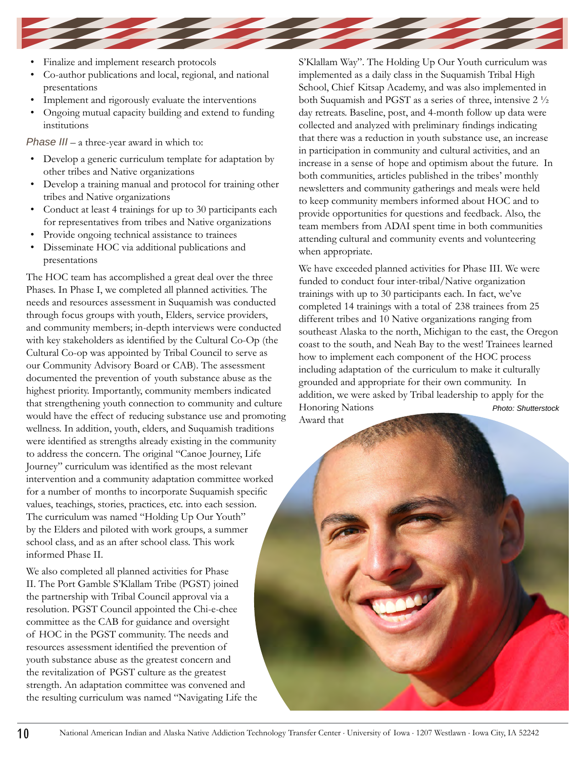- Finalize and implement research protocols
- Co-author publications and local, regional, and national presentations
- Implement and rigorously evaluate the interventions
- Ongoing mutual capacity building and extend to funding institutions

*Phase III* – a three-year award in which to:

- Develop a generic curriculum template for adaptation by other tribes and Native organizations
- Develop a training manual and protocol for training other tribes and Native organizations
- Conduct at least 4 trainings for up to 30 participants each for representatives from tribes and Native organizations
- Provide ongoing technical assistance to trainees
- Disseminate HOC via additional publications and presentations

The HOC team has accomplished a great deal over the three Phases. In Phase I, we completed all planned activities. The needs and resources assessment in Suquamish was conducted through focus groups with youth, Elders, service providers, and community members; in-depth interviews were conducted with key stakeholders as identified by the Cultural Co-Op (the Cultural Co-op was appointed by Tribal Council to serve as our Community Advisory Board or CAB). The assessment documented the prevention of youth substance abuse as the highest priority. Importantly, community members indicated that strengthening youth connection to community and culture would have the effect of reducing substance use and promoting wellness. In addition, youth, elders, and Suquamish traditions were identified as strengths already existing in the community to address the concern. The original "Canoe Journey, Life Journey" curriculum was identified as the most relevant intervention and a community adaptation committee worked for a number of months to incorporate Suquamish specific values, teachings, stories, practices, etc. into each session. The curriculum was named "Holding Up Our Youth" by the Elders and piloted with work groups, a summer school class, and as an after school class. This work informed Phase II.

We also completed all planned activities for Phase II. The Port Gamble S'Klallam Tribe (PGST) joined the partnership with Tribal Council approval via a resolution. PGST Council appointed the Chi-e-chee committee as the CAB for guidance and oversight of HOC in the PGST community. The needs and resources assessment identified the prevention of youth substance abuse as the greatest concern and the revitalization of PGST culture as the greatest strength. An adaptation committee was convened and the resulting curriculum was named "Navigating Life the S'Klallam Way". The Holding Up Our Youth curriculum was implemented as a daily class in the Suquamish Tribal High School, Chief Kitsap Academy, and was also implemented in both Suquamish and PGST as a series of three, intensive 2 ½ day retreats. Baseline, post, and 4-month follow up data were collected and analyzed with preliminary findings indicating that there was a reduction in youth substance use, an increase in participation in community and cultural activities, and an increase in a sense of hope and optimism about the future. In both communities, articles published in the tribes' monthly newsletters and community gatherings and meals were held to keep community members informed about HOC and to provide opportunities for questions and feedback. Also, the team members from ADAI spent time in both communities attending cultural and community events and volunteering when appropriate.

We have exceeded planned activities for Phase III. We were funded to conduct four inter-tribal/Native organization trainings with up to 30 participants each. In fact, we've completed 14 trainings with a total of 238 trainees from 25 different tribes and 10 Native organizations ranging from southeast Alaska to the north, Michigan to the east, the Oregon coast to the south, and Neah Bay to the west! Trainees learned how to implement each component of the HOC process including adaptation of the curriculum to make it culturally grounded and appropriate for their own community. In addition, we were asked by Tribal leadership to apply for the Honoring Nations Award that

*Photo: Shutterstock*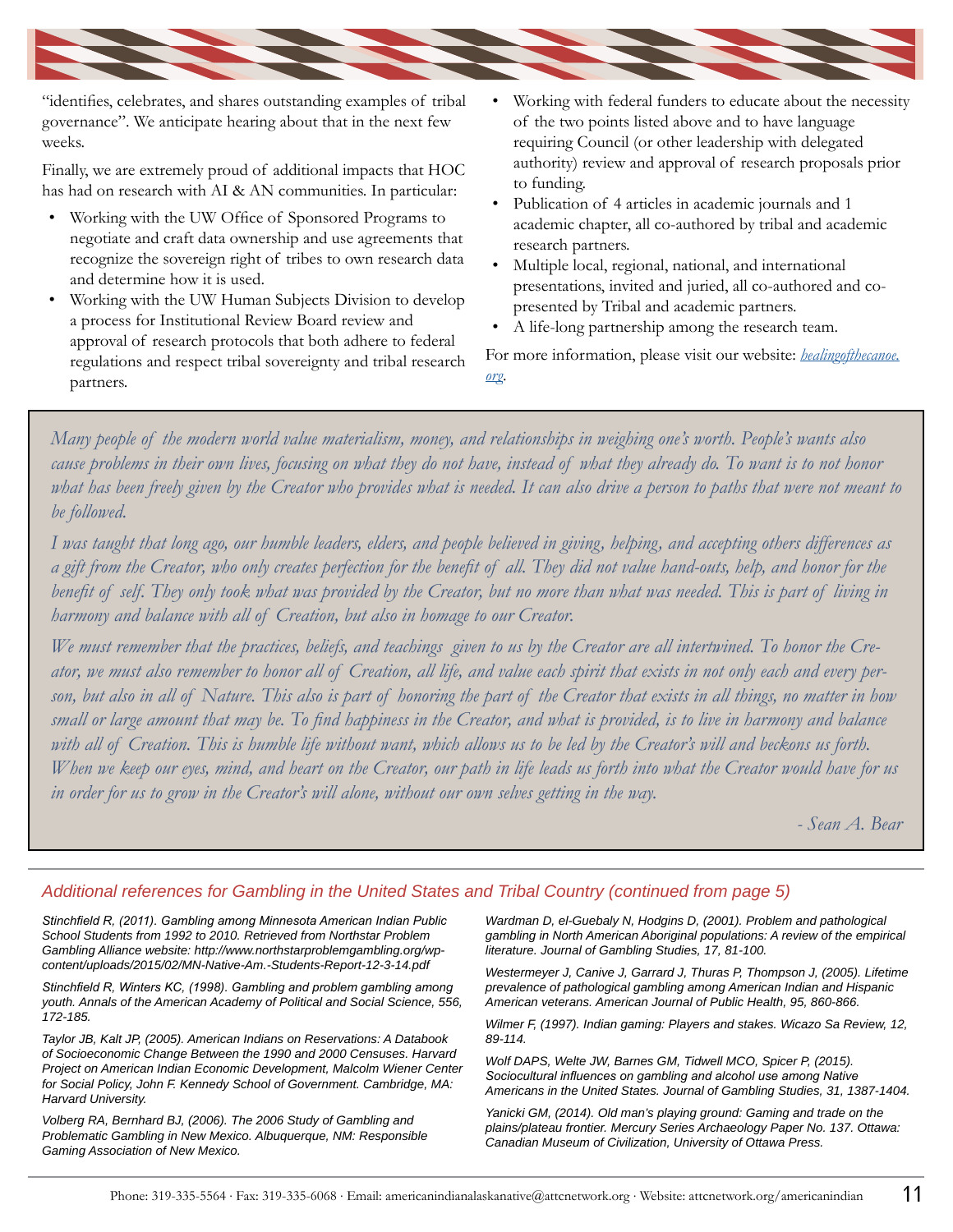"identifies, celebrates, and shares outstanding examples of tribal governance". We anticipate hearing about that in the next few weeks.

Finally, we are extremely proud of additional impacts that HOC has had on research with AI & AN communities. In particular:

- Working with the UW Office of Sponsored Programs to negotiate and craft data ownership and use agreements that recognize the sovereign right of tribes to own research data and determine how it is used.
- Working with the UW Human Subjects Division to develop a process for Institutional Review Board review and approval of research protocols that both adhere to federal regulations and respect tribal sovereignty and tribal research partners.
- Working with federal funders to educate about the necessity of the two points listed above and to have language requiring Council (or other leadership with delegated authority) review and approval of research proposals prior to funding.
- Publication of 4 articles in academic journals and 1 academic chapter, all co-authored by tribal and academic research partners.
- Multiple local, regional, national, and international presentations, invited and juried, all co-authored and co-presented by Tribal and academic partners.
- A life-long partnership among the research team.

For more information, please visit our website: [healingofthecanoe.org](healingofthecanoe.org).

*Many people of the modern world value materialism, money, and relationships in weighing one's worth. People's wants also cause problems in their own lives, focusing on what they do not have, instead of what they already do. To want is to not honor what has been freely given by the Creator who provides what is needed. It can also drive a person to paths that were not meant to be followed.*

*I was taught that long ago, our humble leaders, elders, and people believed in giving, helping, and accepting others differences as a gift from the Creator, who only creates perfection for the benefit of all. They did not value hand-outs, help, and honor for the benefit of self. They only took what was provided by the Creator, but no more than what was needed. This is part of living in harmony and balance with all of Creation, but also in homage to our Creator.*

*We must remember that the practices, beliefs, and teachings given to us by the Creator are all intertwined. To honor the Creator, we must also remember to honor all of Creation, all life, and value each spirit that exists in not only each and every person, but also in all of Nature. This also is part of honoring the part of the Creator that exists in all things, no matter in how small or large amount that may be. To find happiness in the Creator, and what is provided, is to live in harmony and balance with all of Creation. This is humble life without want, which allows us to be led by the Creator's will and beckons us forth. When we keep our eyes, mind, and heart on the Creator, our path in life leads us forth into what the Creator would have for us in order for us to grow in the Creator's will alone, without our own selves getting in the way.*

*- Sean A. Bear*

## *Additional references for Gambling in the United States and Tribal Country (continued from page 5)*

*Stinchfield R, (2011). Gambling among Minnesota American Indian Public School Students from 1992 to 2010. Retrieved from Northstar Problem Gambling Alliance website: http://www.northstarproblemgambling.org/wp-content/uploads/2015/02/MN-Native-Am.-Students-Report-12-3-14.pdf*

*Stinchfield R, Winters KC, (1998). Gambling and problem gambling among youth. Annals of the American Academy of Political and Social Science, 556, 172-185.*

*Taylor JB, Kalt JP, (2005). American Indians on Reservations: A Databook of Socioeconomic Change Between the 1990 and 2000 Censuses. Harvard Project on American Indian Economic Development, Malcolm Wiener Center for Social Policy, John F. Kennedy School of Government. Cambridge, MA: Harvard University.*

*Volberg RA, Bernhard BJ, (2006). The 2006 Study of Gambling and Problematic Gambling in New Mexico. Albuquerque, NM: Responsible Gaming Association of New Mexico.*

*Wardman D, el-Guebaly N, Hodgins D, (2001). Problem and pathological gambling in North American Aboriginal populations: A review of the empirical literature. Journal of Gambling Studies, 17, 81-100.*

*Westermeyer J, Canive J, Garrard J, Thuras P, Thompson J, (2005). Lifetime prevalence of pathological gambling among American Indian and Hispanic American veterans. American Journal of Public Health, 95, 860-866.*

*Wilmer F, (1997). Indian gaming: Players and stakes. Wicazo Sa Review, 12, 89-114.*

*Wolf DAPS, Welte JW, Barnes GM, Tidwell MCO, Spicer P, (2015). Sociocultural influences on gambling and alcohol use among Native Americans in the United States. Journal of Gambling Studies, 31, 1387-1404.*

*Yanicki GM, (2014). Old man's playing ground: Gaming and trade on the plains/plateau frontier. Mercury Series Archaeology Paper No. 137. Ottawa: Canadian Museum of Civilization, University of Ottawa Press.*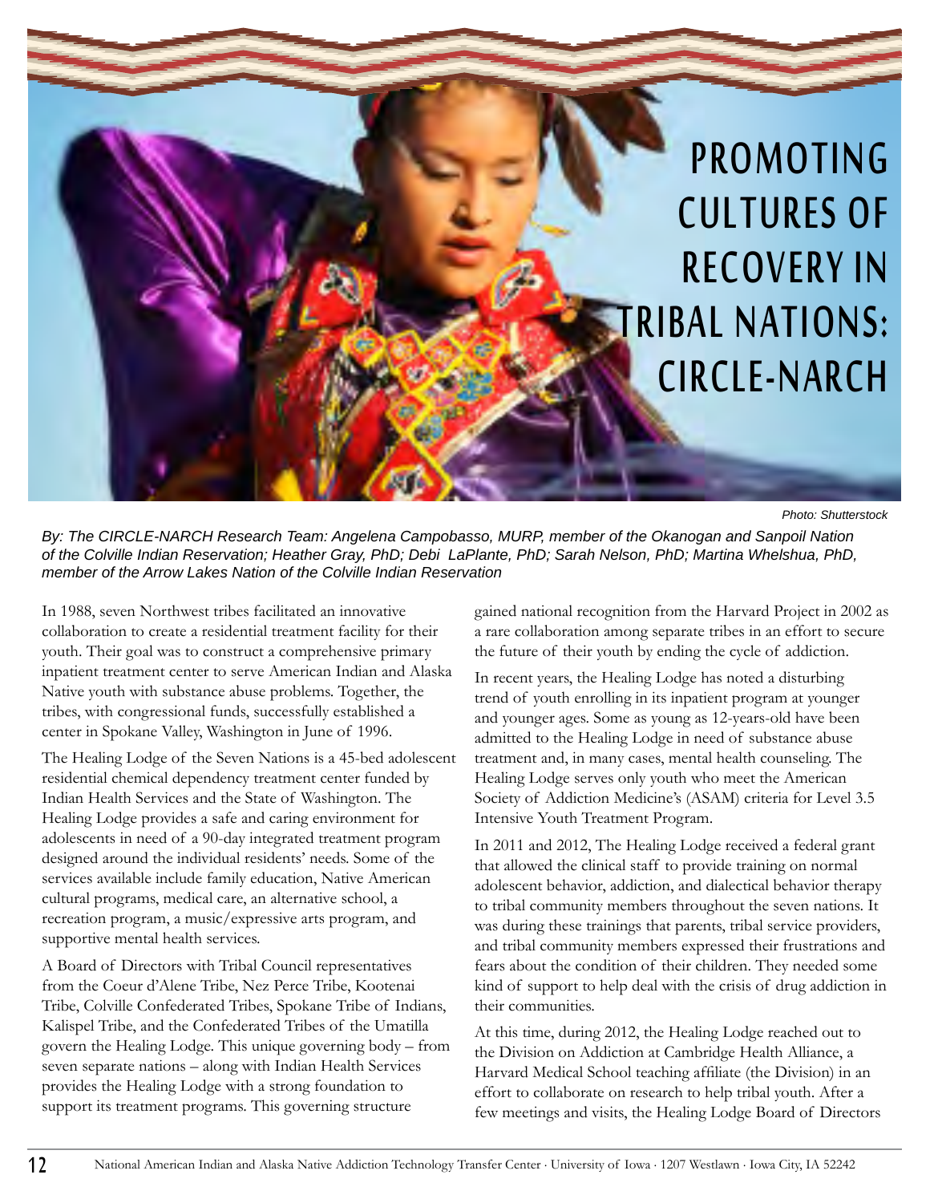# PROMOTING CULTURES OF RECOVERY IN TRIBAL NATIONS: CIRCLE-NARCH

Photo: Shutterstock

*By: The CIRCLE-NARCH Research Team: Angelena Campobasso, MURP, member of the Okanogan and Sanpoil Nation of the Colville Indian Reservation; Heather Gray, PhD; Debi LaPlante, PhD; Sarah Nelson, PhD; Martina Whelshua, PhD, member of the Arrow Lakes Nation of the Colville Indian Reservation*

In 1988, seven Northwest tribes facilitated an innovative collaboration to create a residential treatment facility for their youth. Their goal was to construct a comprehensive primary inpatient treatment center to serve American Indian and Alaska Native youth with substance abuse problems. Together, the tribes, with congressional funds, successfully established a center in Spokane Valley, Washington in June of 1996.

The Healing Lodge of the Seven Nations is a 45-bed adolescent residential chemical dependency treatment center funded by Indian Health Services and the State of Washington. The Healing Lodge provides a safe and caring environment for adolescents in need of a 90-day integrated treatment program designed around the individual residents' needs. Some of the services available include family education, Native American cultural programs, medical care, an alternative school, a recreation program, a music/expressive arts program, and supportive mental health services.

A Board of Directors with Tribal Council representatives from the Coeur d'Alene Tribe, Nez Perce Tribe, Kootenai Tribe, Colville Confederated Tribes, Spokane Tribe of Indians, Kalispel Tribe, and the Confederated Tribes of the Umatilla govern the Healing Lodge. This unique governing body – from seven separate nations – along with Indian Health Services provides the Healing Lodge with a strong foundation to support its treatment programs. This governing structure gained national recognition from the Harvard Project in 2002 as a rare collaboration among separate tribes in an effort to secure the future of their youth by ending the cycle of addiction.

In recent years, the Healing Lodge has noted a disturbing trend of youth enrolling in its inpatient program at younger and younger ages. Some as young as 12-years-old have been admitted to the Healing Lodge in need of substance abuse treatment and, in many cases, mental health counseling. The Healing Lodge serves only youth who meet the American Society of Addiction Medicine's (ASAM) criteria for Level 3.5 Intensive Youth Treatment Program.

In 2011 and 2012, The Healing Lodge received a federal grant that allowed the clinical staff to provide training on normal adolescent behavior, addiction, and dialectical behavior therapy to tribal community members throughout the seven nations. It was during these trainings that parents, tribal service providers, and tribal community members expressed their frustrations and fears about the condition of their children. They needed some kind of support to help deal with the crisis of drug addiction in their communities.

At this time, during 2012, the Healing Lodge reached out to the Division on Addiction at Cambridge Health Alliance, a Harvard Medical School teaching affiliate (the Division) in an effort to collaborate on research to help tribal youth. After a few meetings and visits, the Healing Lodge Board of Directors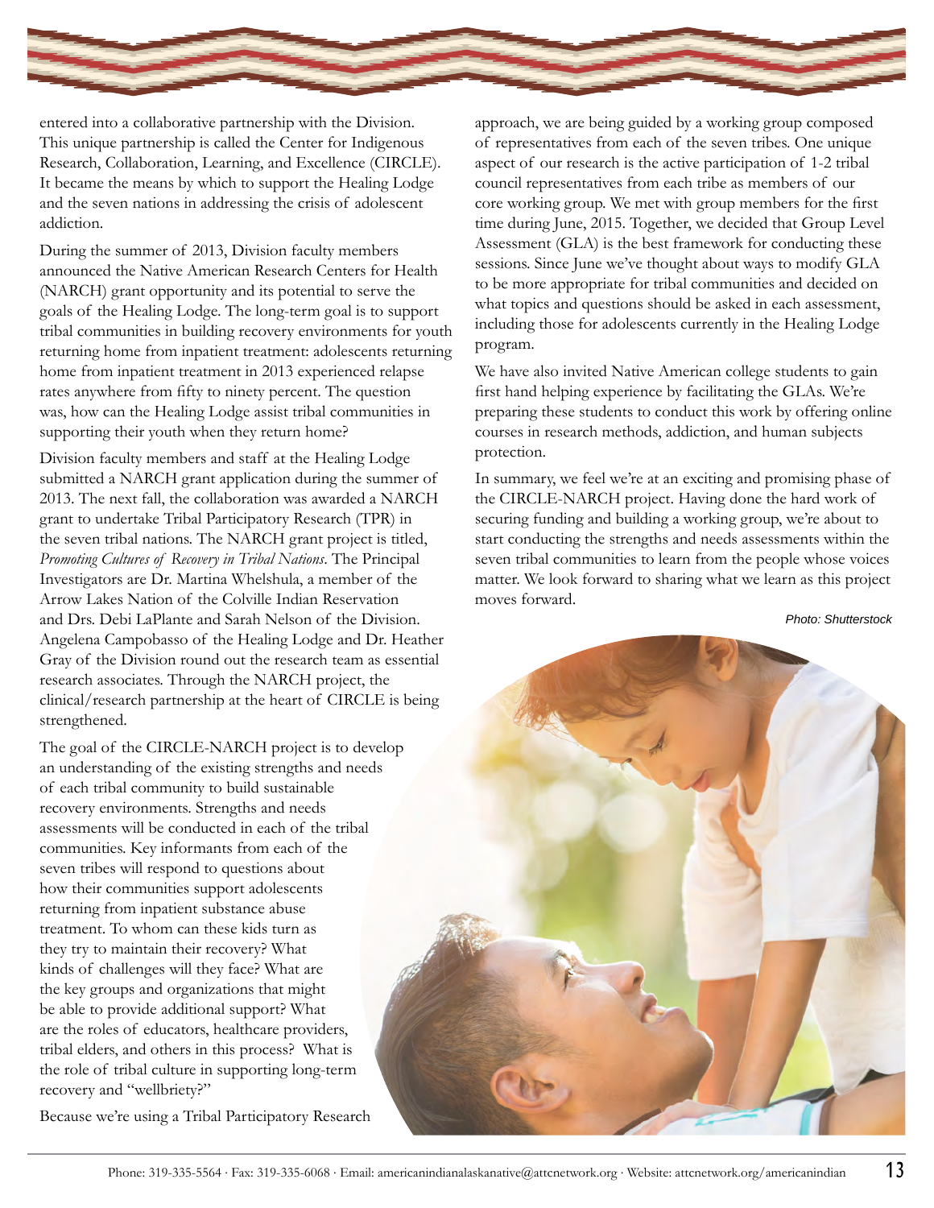entered into a collaborative partnership with the Division. This unique partnership is called the Center for Indigenous Research, Collaboration, Learning, and Excellence (CIRCLE). It became the means by which to support the Healing Lodge and the seven nations in addressing the crisis of adolescent addiction.

During the summer of 2013, Division faculty members announced the Native American Research Centers for Health (NARCH) grant opportunity and its potential to serve the goals of the Healing Lodge. The long-term goal is to support tribal communities in building recovery environments for youth returning home from inpatient treatment: adolescents returning home from inpatient treatment in 2013 experienced relapse rates anywhere from fifty to ninety percent. The question was, how can the Healing Lodge assist tribal communities in supporting their youth when they return home?

Division faculty members and staff at the Healing Lodge submitted a NARCH grant application during the summer of 2013. The next fall, the collaboration was awarded a NARCH grant to undertake Tribal Participatory Research (TPR) in the seven tribal nations. The NARCH grant project is titled, *Promoting Cultures of Recovery in Tribal Nations*. The Principal Investigators are Dr. Martina Whelshula, a member of the Arrow Lakes Nation of the Colville Indian Reservation and Drs. Debi LaPlante and Sarah Nelson of the Division. Angelena Campobasso of the Healing Lodge and Dr. Heather Gray of the Division round out the research team as essential research associates. Through the NARCH project, the clinical/research partnership at the heart of CIRCLE is being strengthened.

The goal of the CIRCLE-NARCH project is to develop an understanding of the existing strengths and needs of each tribal community to build sustainable recovery environments. Strengths and needs assessments will be conducted in each of the tribal communities. Key informants from each of the seven tribes will respond to questions about how their communities support adolescents returning from inpatient substance abuse treatment. To whom can these kids turn as they try to maintain their recovery? What kinds of challenges will they face? What are the key groups and organizations that might be able to provide additional support? What are the roles of educators, healthcare providers, tribal elders, and others in this process? What is the role of tribal culture in supporting long-term recovery and "wellbriety?"

Because we're using a Tribal Participatory Research approach, we are being guided by a working group composed of representatives from each of the seven tribes. One unique aspect of our research is the active participation of 1-2 tribal council representatives from each tribe as members of our core working group. We met with group members for the first time during June, 2015. Together, we decided that Group Level Assessment (GLA) is the best framework for conducting these sessions. Since June we've thought about ways to modify GLA to be more appropriate for tribal communities and decided on what topics and questions should be asked in each assessment, including those for adolescents currently in the Healing Lodge program.

We have also invited Native American college students to gain first hand helping experience by facilitating the GLAs. We're preparing these students to conduct this work by offering online courses in research methods, addiction, and human subjects protection.

In summary, we feel we're at an exciting and promising phase of the CIRCLE-NARCH project. Having done the hard work of securing funding and building a working group, we're about to start conducting the strengths and needs assessments within the seven tribal communities to learn from the people whose voices matter. We look forward to sharing what we learn as this project moves forward.

Photo: Shutterstock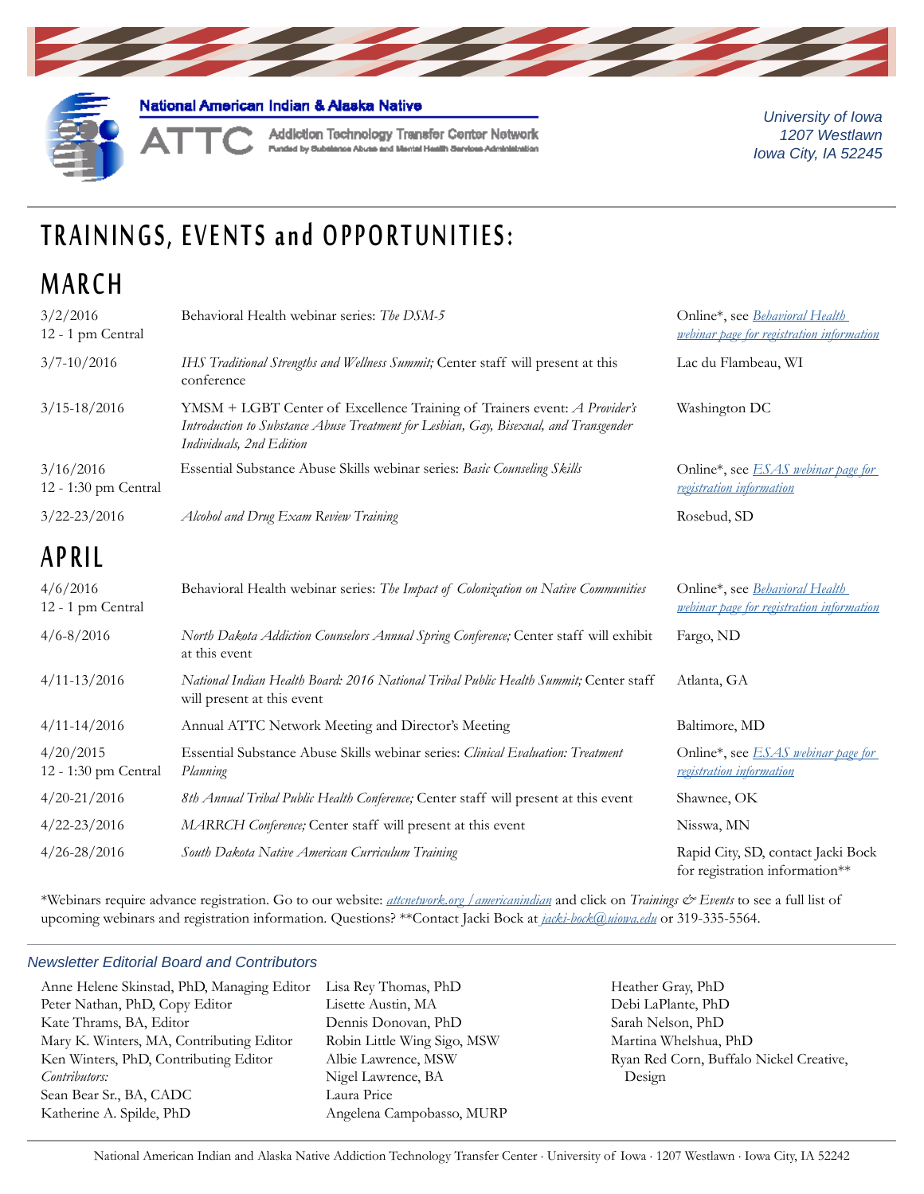National American Indian & Alaska Native

ATTC Addiction Technology Transfer Center Network

Funded by Substance Abuse and Mental Health Services Administration

*University of Iowa*
*1207 Westlawn*
*Iowa City, IA 52245*

# TRAININGS, EVENTS and OPPORTUNITIES:

## MARCH

| | | |
|---|---|---|
| 3/2/2016<br>12 - 1 pm Central | Behavioral Health webinar series: *The DSM-5* | Online*, see *Behavioral Health webinar page for registration information* |
| 3/7-10/2016 | *IHS Traditional Strengths and Wellness Summit;* Center staff will present at this conference | Lac du Flambeau, WI |
| 3/15-18/2016 | YMSM + LGBT Center of Excellence Training of Trainers event: *A Provider's Introduction to Substance Abuse Treatment for Lesbian, Gay, Bisexual, and Transgender Individuals, 2nd Edition* | Washington DC |
| 3/16/2016<br>12 - 1:30 pm Central | Essential Substance Abuse Skills webinar series: *Basic Counseling Skills* | Online*, see *ESAS webinar page for registration information* |
| 3/22-23/2016 | *Alcohol and Drug Exam Review Training* | Rosebud, SD |

## APRIL

| | | |
|---|---|---|
| 4/6/2016<br>12 - 1 pm Central | Behavioral Health webinar series: *The Impact of Colonization on Native Communities* | Online*, see *Behavioral Health webinar page for registration information* |
| 4/6-8/2016 | *North Dakota Addiction Counselors Annual Spring Conference;* Center staff will exhibit at this event | Fargo, ND |
| 4/11-13/2016 | *National Indian Health Board: 2016 National Tribal Public Health Summit;* Center staff will present at this event | Atlanta, GA |
| 4/11-14/2016 | Annual ATTC Network Meeting and Director's Meeting | Baltimore, MD |
| 4/20/2015<br>12 - 1:30 pm Central | Essential Substance Abuse Skills webinar series: *Clinical Evaluation: Treatment Planning* | Online*, see *ESAS webinar page for registration information* |
| 4/20-21/2016 | *8th Annual Tribal Public Health Conference;* Center staff will present at this event | Shawnee, OK |
| 4/22-23/2016 | *MARRCH Conference;* Center staff will present at this event | Nisswa, MN |
| 4/26-28/2016 | *South Dakota Native American Curriculum Training* | Rapid City, SD, contact Jacki Bock for registration information** |

*Webinars require advance registration. Go to our website: *attcnetwork.org/americanindian* and click on *Trainings & Events* to see a full list of upcoming webinars and registration information. Questions? **Contact Jacki Bock at *jacki-bock@uiowa.edu* or 319-335-5564.

### *Newsletter Editorial Board and Contributors*

Anne Helene Skinstad, PhD, Managing Editor
Peter Nathan, PhD, Copy Editor
Kate Thrams, BA, Editor
Mary K. Winters, MA, Contributing Editor
Ken Winters, PhD, Contributing Editor
*Contributors:*
Sean Bear Sr., BA, CADC
Katherine A. Spilde, PhD
Lisa Rey Thomas, PhD
Lisette Austin, MA
Dennis Donovan, PhD
Robin Little Wing Sigo, MSW
Albie Lawrence, MSW
Nigel Lawrence, BA
Laura Price
Angelena Campobasso, MURP
Heather Gray, PhD
Debi LaPlante, PhD
Sarah Nelson, PhD
Martina Whelshua, PhD
Ryan Red Corn, Buffalo Nickel Creative, Design

National American Indian and Alaska Native Addiction Technology Transfer Center · University of Iowa · 1207 Westlawn · Iowa City, IA 52242